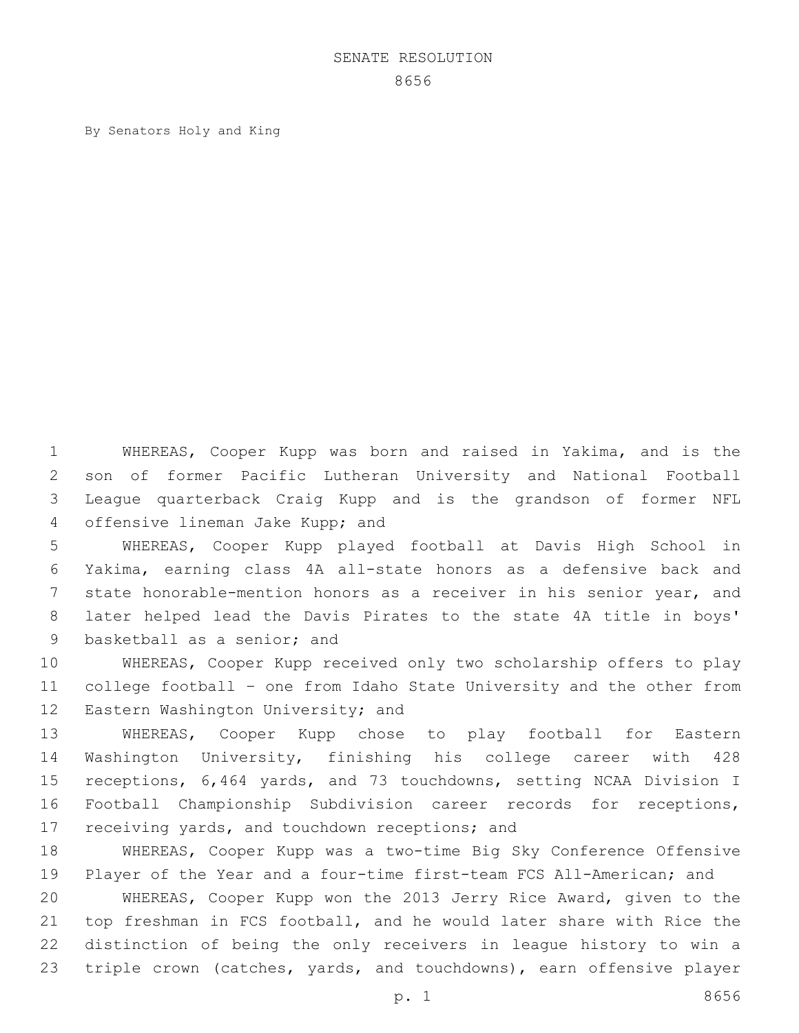# SENATE RESOLUTION

## 8656

By Senators Holy and King

WHEREAS, Cooper Kupp was born and raised in Yakima, and is the son of former Pacific Lutheran University and National Football League quarterback Craig Kupp and is the grandson of former NFL offensive lineman Jake Kupp; and

WHEREAS, Cooper Kupp played football at Davis High School in Yakima, earning class 4A all-state honors as a defensive back and state honorable-mention honors as a receiver in his senior year, and later helped lead the Davis Pirates to the state 4A title in boys' basketball as a senior; and

WHEREAS, Cooper Kupp received only two scholarship offers to play college football - one from Idaho State University and the other from Eastern Washington University; and

WHEREAS, Cooper Kupp chose to play football for Eastern Washington University, finishing his college career with 428 receptions, 6,464 yards, and 73 touchdowns, setting NCAA Division I Football Championship Subdivision career records for receptions, receiving yards, and touchdown receptions; and

WHEREAS, Cooper Kupp was a two-time Big Sky Conference Offensive Player of the Year and a four-time first-team FCS All-American; and

WHEREAS, Cooper Kupp won the 2013 Jerry Rice Award, given to the top freshman in FCS football, and he would later share with Rice the distinction of being the only receivers in league history to win a triple crown (catches, yards, and touchdowns), earn offensive player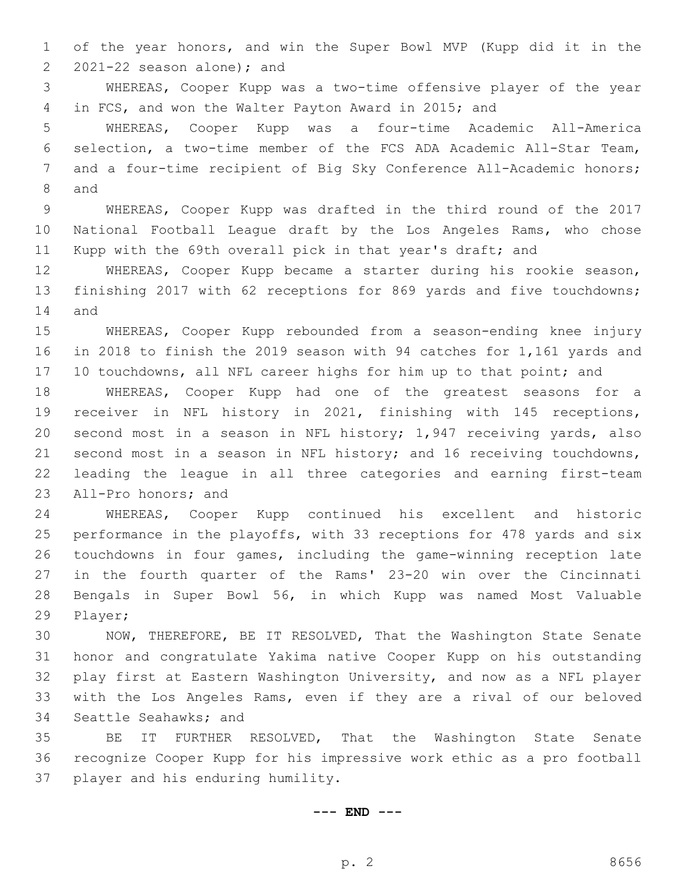of the year honors, and win the Super Bowl MVP (Kupp did it in the 2021-22 season alone); and

WHEREAS, Cooper Kupp was a two-time offensive player of the year in FCS, and won the Walter Payton Award in 2015; and

WHEREAS, Cooper Kupp was a four-time Academic All-America selection, a two-time member of the FCS ADA Academic All-Star Team, and a four-time recipient of Big Sky Conference All-Academic honors; and

WHEREAS, Cooper Kupp was drafted in the third round of the 2017 National Football League draft by the Los Angeles Rams, who chose Kupp with the 69th overall pick in that year's draft; and

WHEREAS, Cooper Kupp became a starter during his rookie season, finishing 2017 with 62 receptions for 869 yards and five touchdowns; and

WHEREAS, Cooper Kupp rebounded from a season-ending knee injury in 2018 to finish the 2019 season with 94 catches for 1,161 yards and 10 touchdowns, all NFL career highs for him up to that point; and

WHEREAS, Cooper Kupp had one of the greatest seasons for a receiver in NFL history in 2021, finishing with 145 receptions, second most in a season in NFL history; 1,947 receiving yards, also second most in a season in NFL history; and 16 receiving touchdowns, leading the league in all three categories and earning first-team All-Pro honors; and

WHEREAS, Cooper Kupp continued his excellent and historic performance in the playoffs, with 33 receptions for 478 yards and six touchdowns in four games, including the game-winning reception late in the fourth quarter of the Rams' 23-20 win over the Cincinnati Bengals in Super Bowl 56, in which Kupp was named Most Valuable Player;

NOW, THEREFORE, BE IT RESOLVED, That the Washington State Senate honor and congratulate Yakima native Cooper Kupp on his outstanding play first at Eastern Washington University, and now as a NFL player with the Los Angeles Rams, even if they are a rival of our beloved Seattle Seahawks; and

BE IT FURTHER RESOLVED, That the Washington State Senate recognize Cooper Kupp for his impressive work ethic as a pro football player and his enduring humility.

**--- END ---**